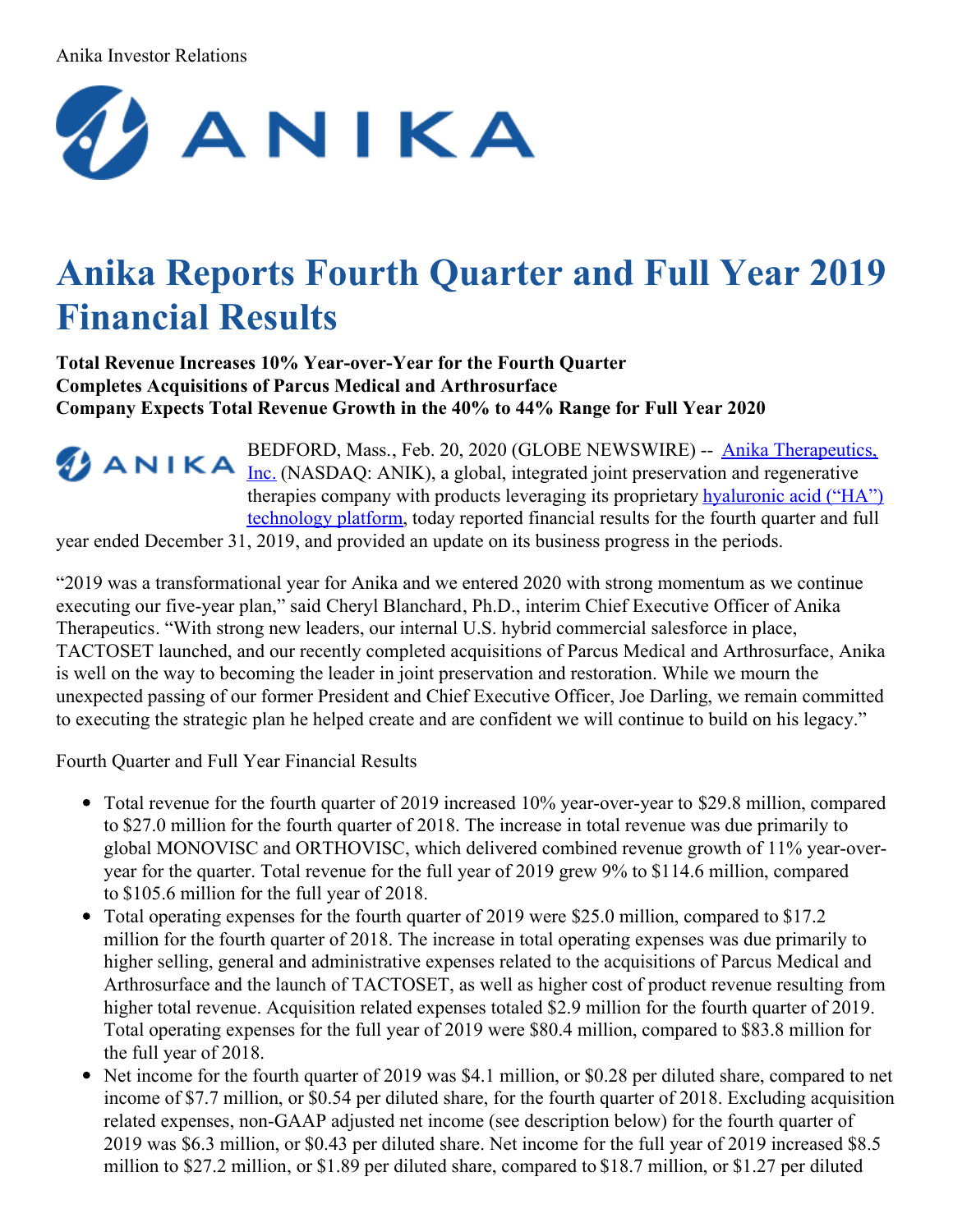Anika Investor Relations

# Anika Reports Fourth Quarter and Full Year 2019 Financial Results

**Total Revenue Increases 10% Year-over-Year for the Fourth Quarter**
**Completes Acquisitions of Parcus Medical and Arthrosurface**
**Company Expects Total Revenue Growth in the 40% to 44% Range for Full Year 2020**

BEDFORD, Mass., Feb. 20, 2020 (GLOBE NEWSWIRE) -- [Anika Therapeutics, Inc.](#) (NASDAQ: ANIK), a global, integrated joint preservation and regenerative therapies company with products leveraging its proprietary [hyaluronic acid ("HA") technology platform](#), today reported financial results for the fourth quarter and full year ended December 31, 2019, and provided an update on its business progress in the periods.

"2019 was a transformational year for Anika and we entered 2020 with strong momentum as we continue executing our five-year plan," said Cheryl Blanchard, Ph.D., interim Chief Executive Officer of Anika Therapeutics. "With strong new leaders, our internal U.S. hybrid commercial salesforce in place, TACTOSET launched, and our recently completed acquisitions of Parcus Medical and Arthrosurface, Anika is well on the way to becoming the leader in joint preservation and restoration. While we mourn the unexpected passing of our former President and Chief Executive Officer, Joe Darling, we remain committed to executing the strategic plan he helped create and are confident we will continue to build on his legacy."

Fourth Quarter and Full Year Financial Results

- Total revenue for the fourth quarter of 2019 increased 10% year-over-year to $29.8 million, compared to $27.0 million for the fourth quarter of 2018. The increase in total revenue was due primarily to global MONOVISC and ORTHOVISC, which delivered combined revenue growth of 11% year-over-year for the quarter. Total revenue for the full year of 2019 grew 9% to $114.6 million, compared to $105.6 million for the full year of 2018.
- Total operating expenses for the fourth quarter of 2019 were $25.0 million, compared to $17.2 million for the fourth quarter of 2018. The increase in total operating expenses was due primarily to higher selling, general and administrative expenses related to the acquisitions of Parcus Medical and Arthrosurface and the launch of TACTOSET, as well as higher cost of product revenue resulting from higher total revenue. Acquisition related expenses totaled $2.9 million for the fourth quarter of 2019. Total operating expenses for the full year of 2019 were $80.4 million, compared to $83.8 million for the full year of 2018.
- Net income for the fourth quarter of 2019 was $4.1 million, or $0.28 per diluted share, compared to net income of $7.7 million, or $0.54 per diluted share, for the fourth quarter of 2018. Excluding acquisition related expenses, non-GAAP adjusted net income (see description below) for the fourth quarter of 2019 was $6.3 million, or $0.43 per diluted share. Net income for the full year of 2019 increased $8.5 million to $27.2 million, or $1.89 per diluted share, compared to $18.7 million, or $1.27 per diluted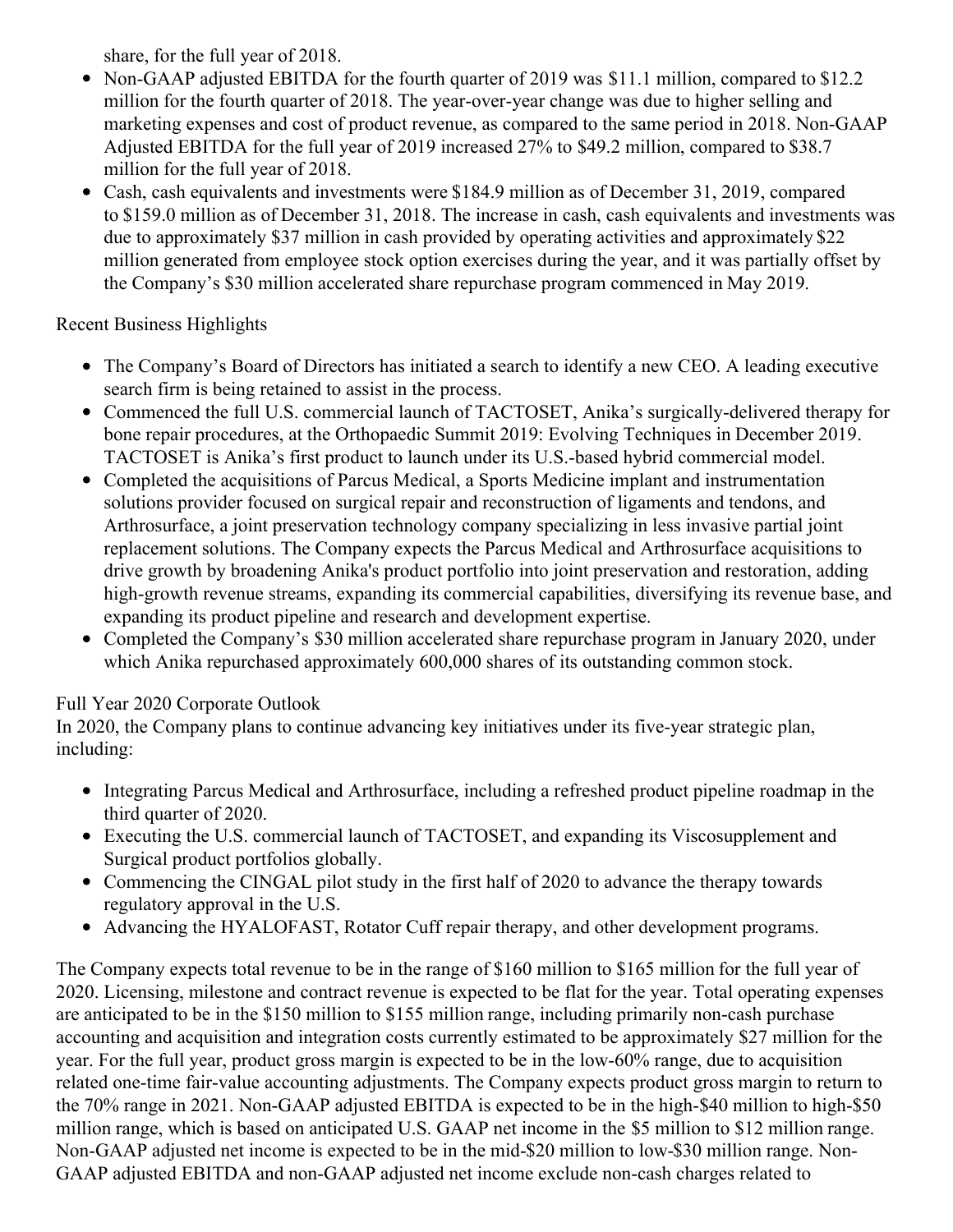share, for the full year of 2018.

- Non-GAAP adjusted EBITDA for the fourth quarter of 2019 was $11.1 million, compared to $12.2 million for the fourth quarter of 2018. The year-over-year change was due to higher selling and marketing expenses and cost of product revenue, as compared to the same period in 2018. Non-GAAP Adjusted EBITDA for the full year of 2019 increased 27% to $49.2 million, compared to $38.7 million for the full year of 2018.
- Cash, cash equivalents and investments were $184.9 million as of December 31, 2019, compared to $159.0 million as of December 31, 2018. The increase in cash, cash equivalents and investments was due to approximately $37 million in cash provided by operating activities and approximately $22 million generated from employee stock option exercises during the year, and it was partially offset by the Company's $30 million accelerated share repurchase program commenced in May 2019.

Recent Business Highlights

- The Company's Board of Directors has initiated a search to identify a new CEO. A leading executive search firm is being retained to assist in the process.
- Commenced the full U.S. commercial launch of TACTOSET, Anika's surgically-delivered therapy for bone repair procedures, at the Orthopaedic Summit 2019: Evolving Techniques in December 2019. TACTOSET is Anika's first product to launch under its U.S.-based hybrid commercial model.
- Completed the acquisitions of Parcus Medical, a Sports Medicine implant and instrumentation solutions provider focused on surgical repair and reconstruction of ligaments and tendons, and Arthrosurface, a joint preservation technology company specializing in less invasive partial joint replacement solutions. The Company expects the Parcus Medical and Arthrosurface acquisitions to drive growth by broadening Anika's product portfolio into joint preservation and restoration, adding high-growth revenue streams, expanding its commercial capabilities, diversifying its revenue base, and expanding its product pipeline and research and development expertise.
- Completed the Company's $30 million accelerated share repurchase program in January 2020, under which Anika repurchased approximately 600,000 shares of its outstanding common stock.

Full Year 2020 Corporate Outlook

In 2020, the Company plans to continue advancing key initiatives under its five-year strategic plan, including:

- Integrating Parcus Medical and Arthrosurface, including a refreshed product pipeline roadmap in the third quarter of 2020.
- Executing the U.S. commercial launch of TACTOSET, and expanding its Viscosupplement and Surgical product portfolios globally.
- Commencing the CINGAL pilot study in the first half of 2020 to advance the therapy towards regulatory approval in the U.S.
- Advancing the HYALOFAST, Rotator Cuff repair therapy, and other development programs.

The Company expects total revenue to be in the range of $160 million to $165 million for the full year of 2020. Licensing, milestone and contract revenue is expected to be flat for the year. Total operating expenses are anticipated to be in the $150 million to $155 million range, including primarily non-cash purchase accounting and acquisition and integration costs currently estimated to be approximately $27 million for the year. For the full year, product gross margin is expected to be in the low-60% range, due to acquisition related one-time fair-value accounting adjustments. The Company expects product gross margin to return to the 70% range in 2021. Non-GAAP adjusted EBITDA is expected to be in the high-$40 million to high-$50 million range, which is based on anticipated U.S. GAAP net income in the $5 million to $12 million range. Non-GAAP adjusted net income is expected to be in the mid-$20 million to low-$30 million range. Non-GAAP adjusted EBITDA and non-GAAP adjusted net income exclude non-cash charges related to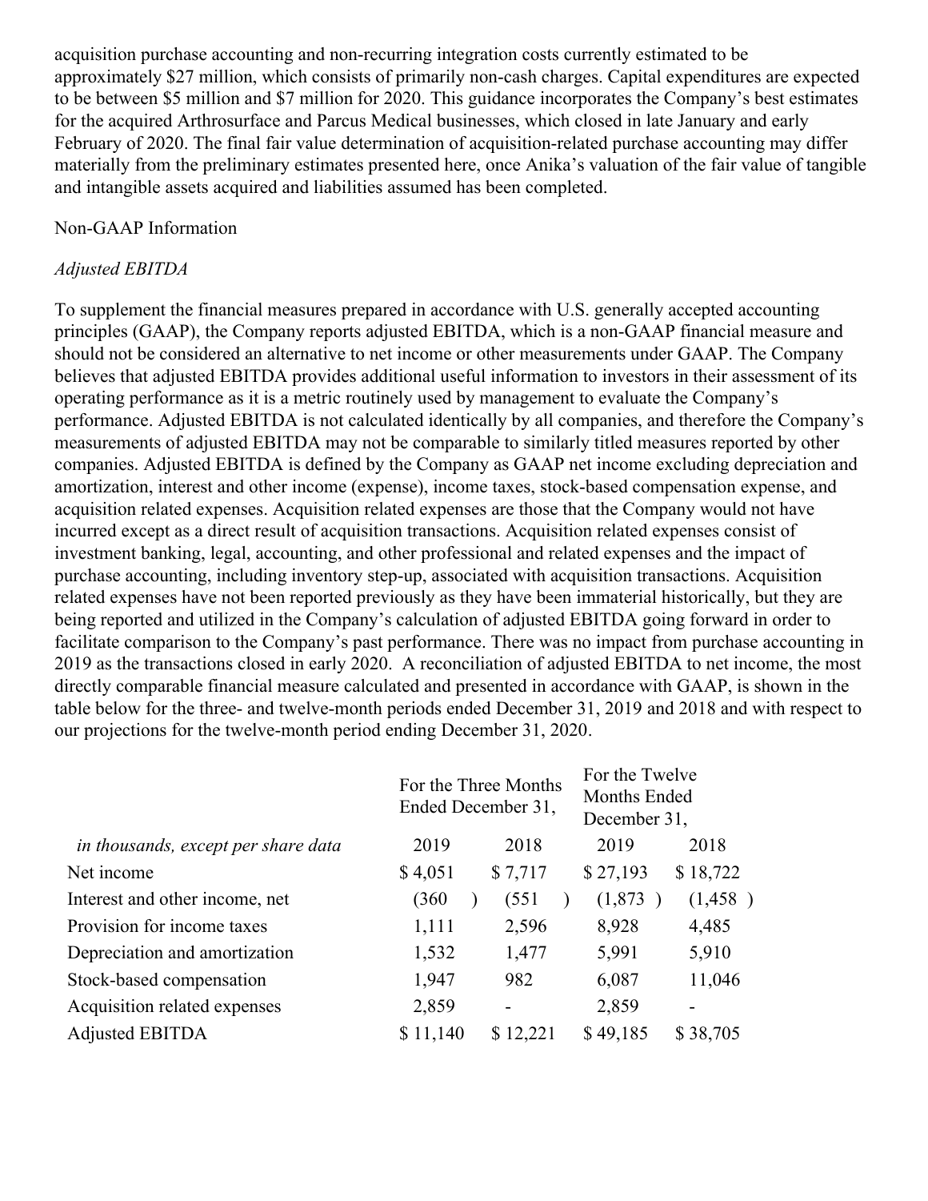acquisition purchase accounting and non-recurring integration costs currently estimated to be approximately $27 million, which consists of primarily non-cash charges. Capital expenditures are expected to be between $5 million and $7 million for 2020. This guidance incorporates the Company's best estimates for the acquired Arthrosurface and Parcus Medical businesses, which closed in late January and early February of 2020. The final fair value determination of acquisition-related purchase accounting may differ materially from the preliminary estimates presented here, once Anika's valuation of the fair value of tangible and intangible assets acquired and liabilities assumed has been completed.

Non-GAAP Information

*Adjusted EBITDA*

To supplement the financial measures prepared in accordance with U.S. generally accepted accounting principles (GAAP), the Company reports adjusted EBITDA, which is a non-GAAP financial measure and should not be considered an alternative to net income or other measurements under GAAP. The Company believes that adjusted EBITDA provides additional useful information to investors in their assessment of its operating performance as it is a metric routinely used by management to evaluate the Company's performance. Adjusted EBITDA is not calculated identically by all companies, and therefore the Company's measurements of adjusted EBITDA may not be comparable to similarly titled measures reported by other companies. Adjusted EBITDA is defined by the Company as GAAP net income excluding depreciation and amortization, interest and other income (expense), income taxes, stock-based compensation expense, and acquisition related expenses. Acquisition related expenses are those that the Company would not have incurred except as a direct result of acquisition transactions. Acquisition related expenses consist of investment banking, legal, accounting, and other professional and related expenses and the impact of purchase accounting, including inventory step-up, associated with acquisition transactions. Acquisition related expenses have not been reported previously as they have been immaterial historically, but they are being reported and utilized in the Company's calculation of adjusted EBITDA going forward in order to facilitate comparison to the Company's past performance. There was no impact from purchase accounting in 2019 as the transactions closed in early 2020. A reconciliation of adjusted EBITDA to net income, the most directly comparable financial measure calculated and presented in accordance with GAAP, is shown in the table below for the three- and twelve-month periods ended December 31, 2019 and 2018 and with respect to our projections for the twelve-month period ending December 31, 2020.

| | For the Three Months Ended December 31, | | For the Twelve Months Ended December 31, | |
|---|---|---|---|---|
| *in thousands, except per share data* | 2019 | 2018 | 2019 | 2018 |
| Net income | $ 4,051 | $ 7,717 | $ 27,193 | $ 18,722 |
| Interest and other income, net | (360) | (551) | (1,873) | (1,458) |
| Provision for income taxes | 1,111 | 2,596 | 8,928 | 4,485 |
| Depreciation and amortization | 1,532 | 1,477 | 5,991 | 5,910 |
| Stock-based compensation | 1,947 | 982 | 6,087 | 11,046 |
| Acquisition related expenses | 2,859 | - | 2,859 | - |
| Adjusted EBITDA | $ 11,140 | $ 12,221 | $ 49,185 | $ 38,705 |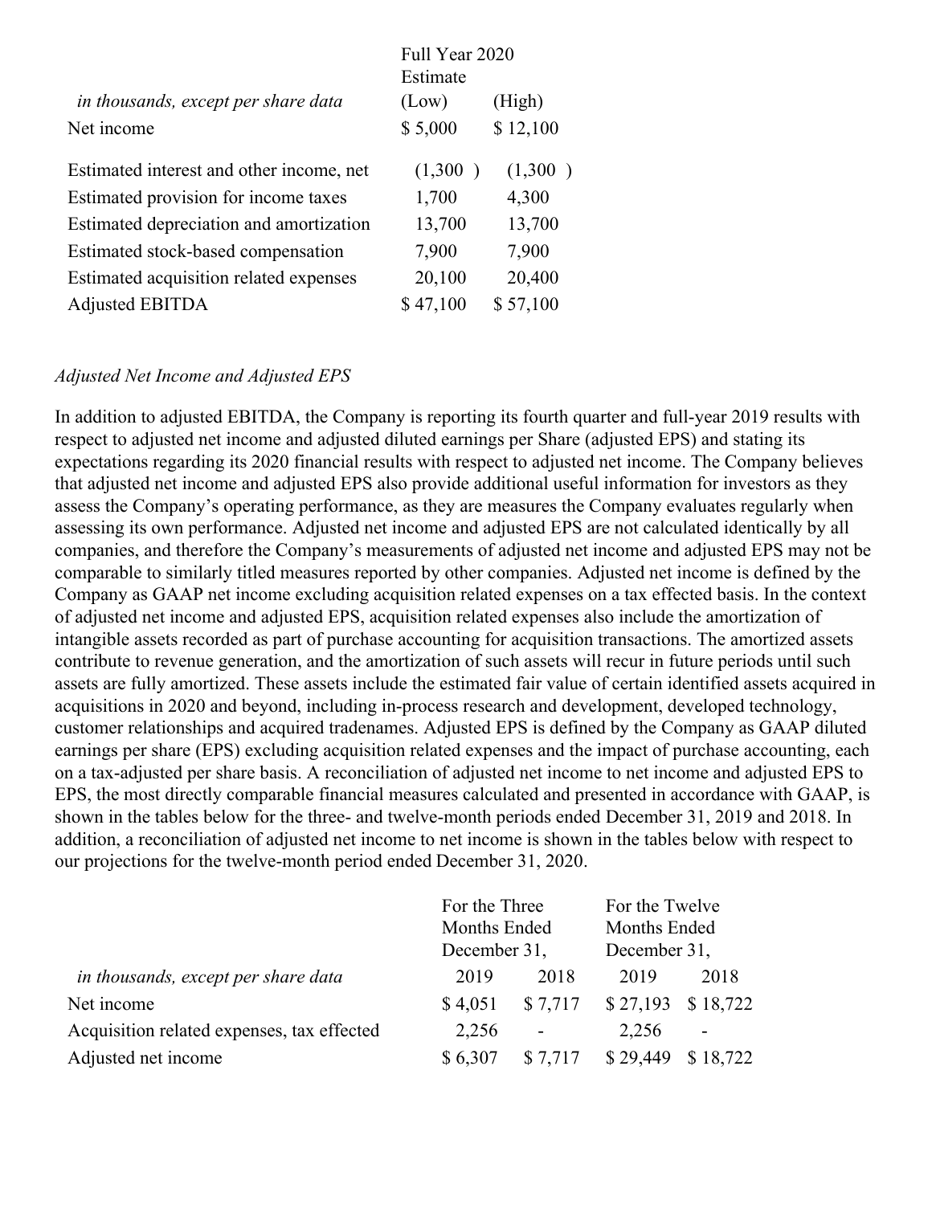| *in thousands, except per share data* | Full Year 2020 Estimate (Low) | (High) |
|---|---|---|
| Net income | $ 5,000 | $ 12,100 |
| Estimated interest and other income, net | (1,300 ) | (1,300 ) |
| Estimated provision for income taxes | 1,700 | 4,300 |
| Estimated depreciation and amortization | 13,700 | 13,700 |
| Estimated stock-based compensation | 7,900 | 7,900 |
| Estimated acquisition related expenses | 20,100 | 20,400 |
| Adjusted EBITDA | $ 47,100 | $ 57,100 |

*Adjusted Net Income and Adjusted EPS*

In addition to adjusted EBITDA, the Company is reporting its fourth quarter and full-year 2019 results with respect to adjusted net income and adjusted diluted earnings per Share (adjusted EPS) and stating its expectations regarding its 2020 financial results with respect to adjusted net income. The Company believes that adjusted net income and adjusted EPS also provide additional useful information for investors as they assess the Company's operating performance, as they are measures the Company evaluates regularly when assessing its own performance. Adjusted net income and adjusted EPS are not calculated identically by all companies, and therefore the Company's measurements of adjusted net income and adjusted EPS may not be comparable to similarly titled measures reported by other companies. Adjusted net income is defined by the Company as GAAP net income excluding acquisition related expenses on a tax effected basis. In the context of adjusted net income and adjusted EPS, acquisition related expenses also include the amortization of intangible assets recorded as part of purchase accounting for acquisition transactions. The amortized assets contribute to revenue generation, and the amortization of such assets will recur in future periods until such assets are fully amortized. These assets include the estimated fair value of certain identified assets acquired in acquisitions in 2020 and beyond, including in-process research and development, developed technology, customer relationships and acquired tradenames. Adjusted EPS is defined by the Company as GAAP diluted earnings per share (EPS) excluding acquisition related expenses and the impact of purchase accounting, each on a tax-adjusted per share basis. A reconciliation of adjusted net income to net income and adjusted EPS to EPS, the most directly comparable financial measures calculated and presented in accordance with GAAP, is shown in the tables below for the three- and twelve-month periods ended December 31, 2019 and 2018. In addition, a reconciliation of adjusted net income to net income is shown in the tables below with respect to our projections for the twelve-month period ended December 31, 2020.

| | For the Three Months Ended December 31, | | For the Twelve Months Ended December 31, | |
|---|---|---|---|---|
| *in thousands, except per share data* | 2019 | 2018 | 2019 | 2018 |
| Net income | $ 4,051 | $ 7,717 | $ 27,193 | $ 18,722 |
| Acquisition related expenses, tax effected | 2,256 | - | 2,256 | - |
| Adjusted net income | $ 6,307 | $ 7,717 | $ 29,449 | $ 18,722 |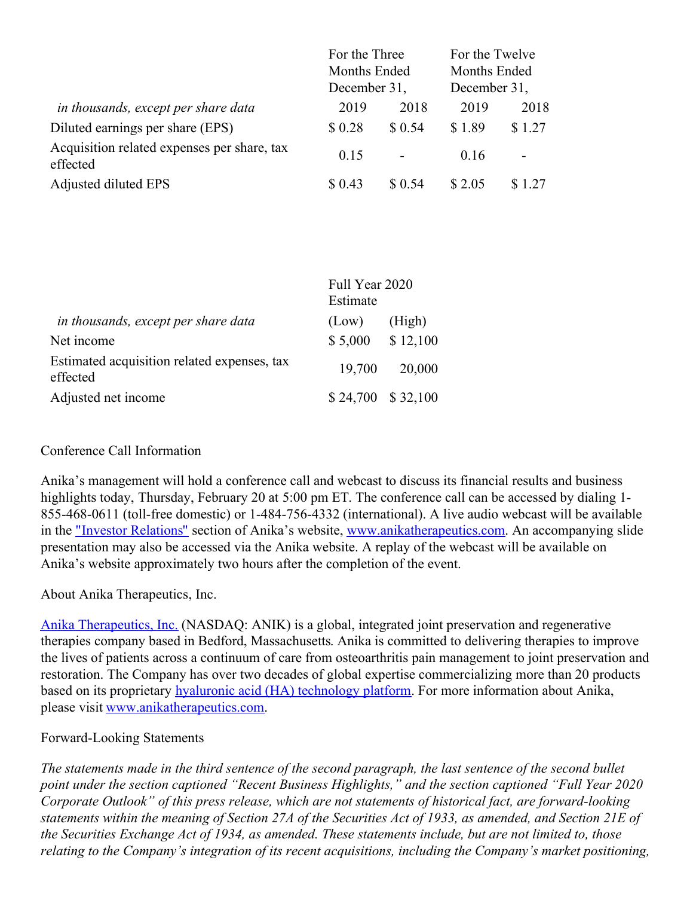| *in thousands, except per share data* | For the Three Months Ended December 31, 2019 | 2018 | For the Twelve Months Ended December 31, 2019 | 2018 |
|---|---|---|---|---|
| Diluted earnings per share (EPS) | $ 0.28 | $ 0.54 | $ 1.89 | $ 1.27 |
| Acquisition related expenses per share, tax effected | 0.15 | - | 0.16 | - |
| Adjusted diluted EPS | $ 0.43 | $ 0.54 | $ 2.05 | $ 1.27 |

| *in thousands, except per share data* | Full Year 2020 Estimate (Low) | (High) |
|---|---|---|
| Net income | $ 5,000 | $ 12,100 |
| Estimated acquisition related expenses, tax effected | 19,700 | 20,000 |
| Adjusted net income | $ 24,700 | $ 32,100 |

Conference Call Information

Anika's management will hold a conference call and webcast to discuss its financial results and business highlights today, Thursday, February 20 at 5:00 pm ET. The conference call can be accessed by dialing 1-855-468-0611 (toll-free domestic) or 1-484-756-4332 (international). A live audio webcast will be available in the "Investor Relations" section of Anika's website, www.anikatherapeutics.com. An accompanying slide presentation may also be accessed via the Anika website. A replay of the webcast will be available on Anika's website approximately two hours after the completion of the event.

About Anika Therapeutics, Inc.

Anika Therapeutics, Inc. (NASDAQ: ANIK) is a global, integrated joint preservation and regenerative therapies company based in Bedford, Massachusetts. Anika is committed to delivering therapies to improve the lives of patients across a continuum of care from osteoarthritis pain management to joint preservation and restoration. The Company has over two decades of global expertise commercializing more than 20 products based on its proprietary hyaluronic acid (HA) technology platform. For more information about Anika, please visit www.anikatherapeutics.com.

Forward-Looking Statements

*The statements made in the third sentence of the second paragraph, the last sentence of the second bullet point under the section captioned "Recent Business Highlights," and the section captioned "Full Year 2020 Corporate Outlook" of this press release, which are not statements of historical fact, are forward-looking statements within the meaning of Section 27A of the Securities Act of 1933, as amended, and Section 21E of the Securities Exchange Act of 1934, as amended. These statements include, but are not limited to, those relating to the Company's integration of its recent acquisitions, including the Company's market positioning,*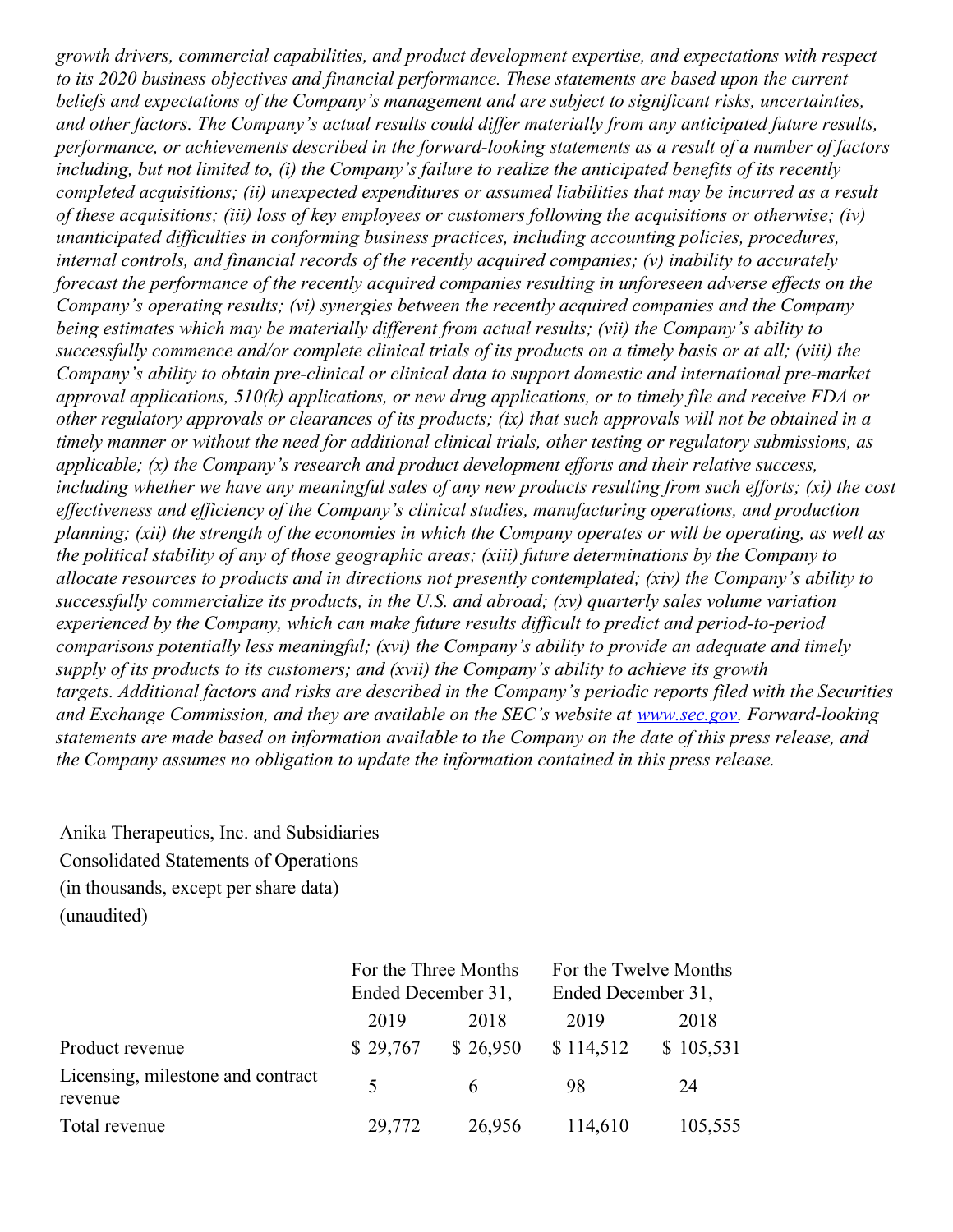*growth drivers, commercial capabilities, and product development expertise, and expectations with respect to its 2020 business objectives and financial performance. These statements are based upon the current beliefs and expectations of the Company's management and are subject to significant risks, uncertainties, and other factors. The Company's actual results could differ materially from any anticipated future results, performance, or achievements described in the forward-looking statements as a result of a number of factors including, but not limited to, (i) the Company's failure to realize the anticipated benefits of its recently completed acquisitions; (ii) unexpected expenditures or assumed liabilities that may be incurred as a result of these acquisitions; (iii) loss of key employees or customers following the acquisitions or otherwise; (iv) unanticipated difficulties in conforming business practices, including accounting policies, procedures, internal controls, and financial records of the recently acquired companies; (v) inability to accurately forecast the performance of the recently acquired companies resulting in unforeseen adverse effects on the Company's operating results; (vi) synergies between the recently acquired companies and the Company being estimates which may be materially different from actual results; (vii) the Company's ability to successfully commence and/or complete clinical trials of its products on a timely basis or at all; (viii) the Company's ability to obtain pre-clinical or clinical data to support domestic and international pre-market approval applications, 510(k) applications, or new drug applications, or to timely file and receive FDA or other regulatory approvals or clearances of its products; (ix) that such approvals will not be obtained in a timely manner or without the need for additional clinical trials, other testing or regulatory submissions, as applicable; (x) the Company's research and product development efforts and their relative success, including whether we have any meaningful sales of any new products resulting from such efforts; (xi) the cost effectiveness and efficiency of the Company's clinical studies, manufacturing operations, and production planning; (xii) the strength of the economies in which the Company operates or will be operating, as well as the political stability of any of those geographic areas; (xiii) future determinations by the Company to allocate resources to products and in directions not presently contemplated; (xiv) the Company's ability to successfully commercialize its products, in the U.S. and abroad; (xv) quarterly sales volume variation experienced by the Company, which can make future results difficult to predict and period-to-period comparisons potentially less meaningful; (xvi) the Company's ability to provide an adequate and timely supply of its products to its customers; and (xvii) the Company's ability to achieve its growth targets. Additional factors and risks are described in the Company's periodic reports filed with the Securities and Exchange Commission, and they are available on the SEC's website at [www.sec.gov](http://www.sec.gov). Forward-looking statements are made based on information available to the Company on the date of this press release, and the Company assumes no obligation to update the information contained in this press release.*

Anika Therapeutics, Inc. and Subsidiaries
Consolidated Statements of Operations
(in thousands, except per share data)
(unaudited)

| | For the Three Months Ended December 31, | | For the Twelve Months Ended December 31, | |
|---|---|---|---|---|
| | 2019 | 2018 | 2019 | 2018 |
| Product revenue | $ 29,767 | $ 26,950 | $ 114,512 | $ 105,531 |
| Licensing, milestone and contract revenue | 5 | 6 | 98 | 24 |
| Total revenue | 29,772 | 26,956 | 114,610 | 105,555 |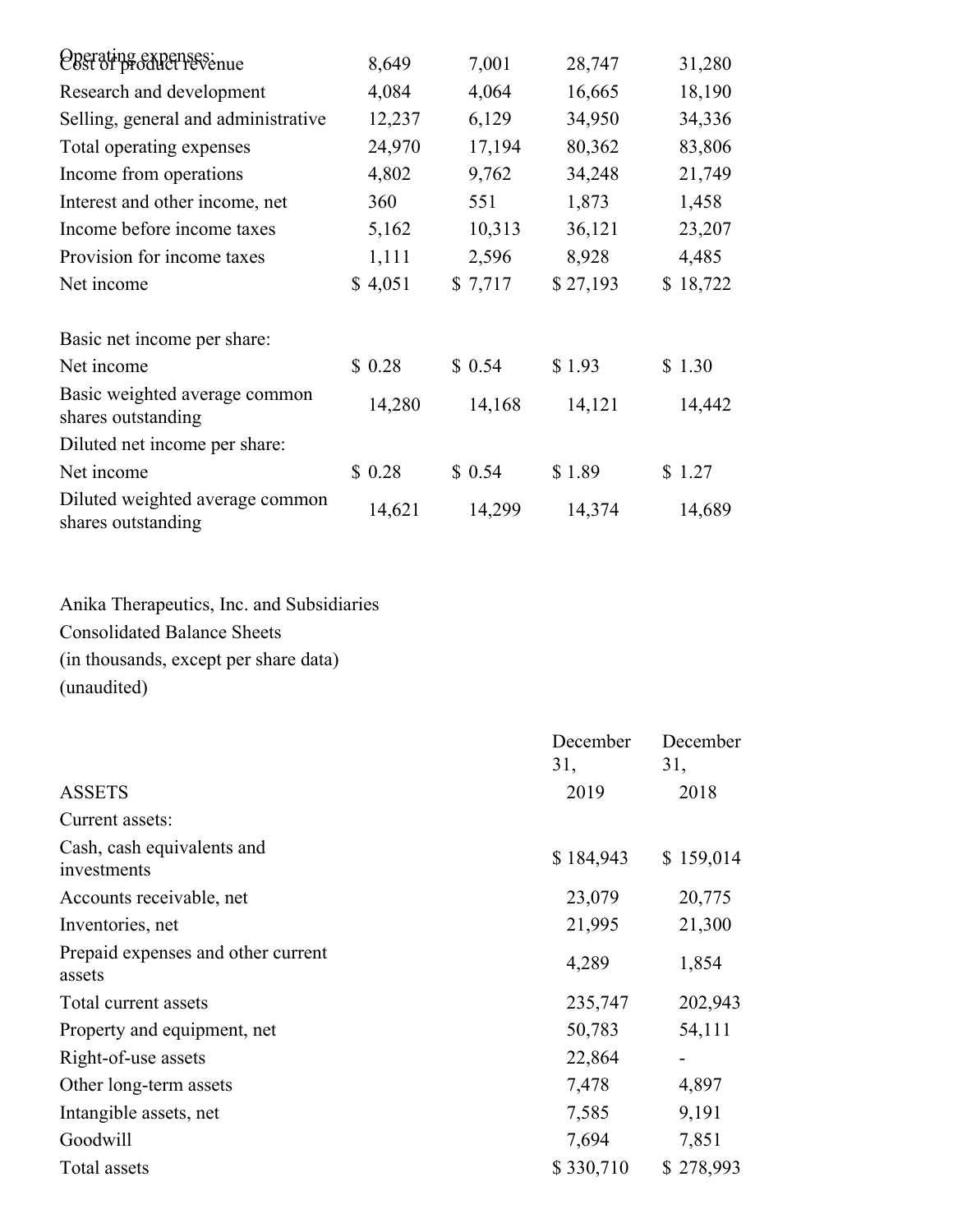| | | | | |
|---|---|---|---|---|
| Cost of product revenue | 8,649 | 7,001 | 28,747 | 31,280 |
| Operating expenses: | | | | |
| Research and development | 4,084 | 4,064 | 16,665 | 18,190 |
| Selling, general and administrative | 12,237 | 6,129 | 34,950 | 34,336 |
| Total operating expenses | 24,970 | 17,194 | 80,362 | 83,806 |
| Income from operations | 4,802 | 9,762 | 34,248 | 21,749 |
| Interest and other income, net | 360 | 551 | 1,873 | 1,458 |
| Income before income taxes | 5,162 | 10,313 | 36,121 | 23,207 |
| Provision for income taxes | 1,111 | 2,596 | 8,928 | 4,485 |
| Net income | $ 4,051 | $ 7,717 | $ 27,193 | $ 18,722 |
| | | | | |
| Basic net income per share: | | | | |
| Net income | $ 0.28 | $ 0.54 | $ 1.93 | $ 1.30 |
| Basic weighted average common shares outstanding | 14,280 | 14,168 | 14,121 | 14,442 |
| Diluted net income per share: | | | | |
| Net income | $ 0.28 | $ 0.54 | $ 1.89 | $ 1.27 |
| Diluted weighted average common shares outstanding | 14,621 | 14,299 | 14,374 | 14,689 |

Anika Therapeutics, Inc. and Subsidiaries
Consolidated Balance Sheets
(in thousands, except per share data)
(unaudited)

| | December 31, 2019 | December 31, 2018 |
|---|---|---|
| ASSETS | | |
| Current assets: | | |
| Cash, cash equivalents and investments | $ 184,943 | $ 159,014 |
| Accounts receivable, net | 23,079 | 20,775 |
| Inventories, net | 21,995 | 21,300 |
| Prepaid expenses and other current assets | 4,289 | 1,854 |
| Total current assets | 235,747 | 202,943 |
| Property and equipment, net | 50,783 | 54,111 |
| Right-of-use assets | 22,864 | - |
| Other long-term assets | 7,478 | 4,897 |
| Intangible assets, net | 7,585 | 9,191 |
| Goodwill | 7,694 | 7,851 |
| Total assets | $ 330,710 | $ 278,993 |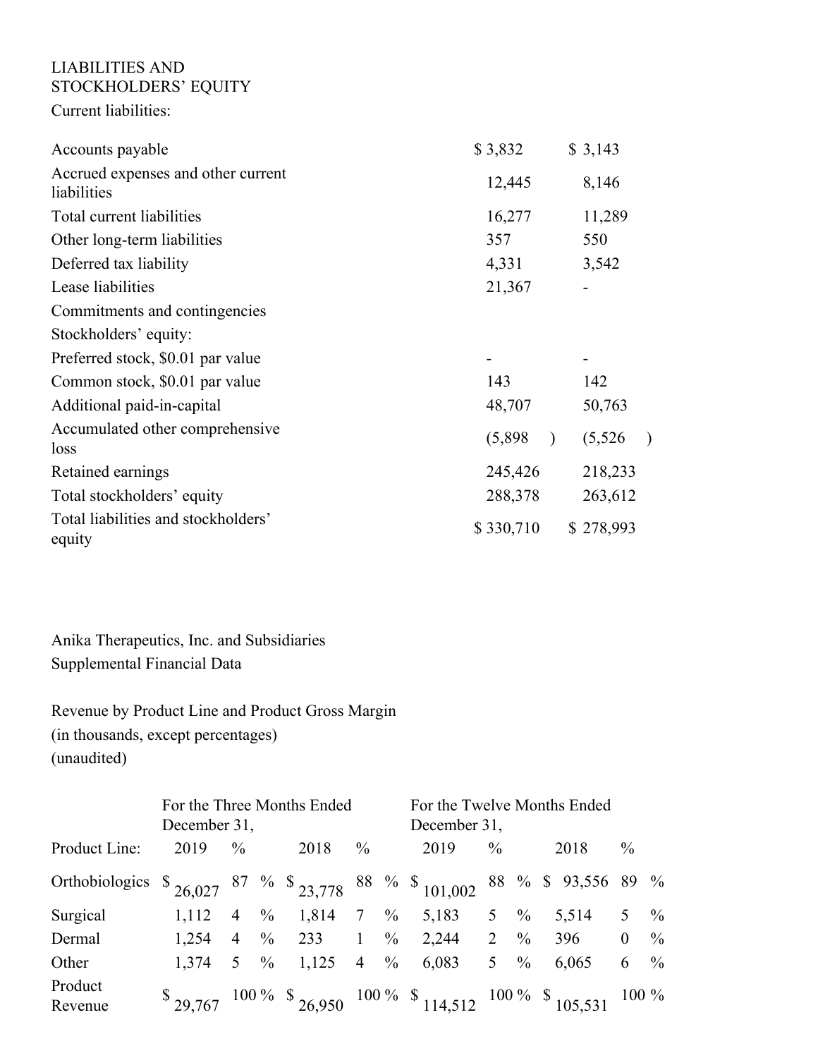LIABILITIES AND STOCKHOLDERS' EQUITY

Current liabilities:

| | | |
|---|---|---|
| Accounts payable | $ 3,832 | $ 3,143 |
| Accrued expenses and other current liabilities | 12,445 | 8,146 |
| Total current liabilities | 16,277 | 11,289 |
| Other long-term liabilities | 357 | 550 |
| Deferred tax liability | 4,331 | 3,542 |
| Lease liabilities | 21,367 | - |
| Commitments and contingencies | | |
| Stockholders' equity: | | |
| Preferred stock, $0.01 par value | - | - |
| Common stock, $0.01 par value | 143 | 142 |
| Additional paid-in-capital | 48,707 | 50,763 |
| Accumulated other comprehensive loss | (5,898 ) | (5,526 ) |
| Retained earnings | 245,426 | 218,233 |
| Total stockholders' equity | 288,378 | 263,612 |
| Total liabilities and stockholders' equity | $ 330,710 | $ 278,993 |

Anika Therapeutics, Inc. and Subsidiaries
Supplemental Financial Data

Revenue by Product Line and Product Gross Margin
(in thousands, except percentages)
(unaudited)

| | For the Three Months Ended December 31, | | | | For the Twelve Months Ended December 31, | | | |
|---|---|---|---|---|---|---|---|---|
| Product Line: | 2019 | % | 2018 | % | 2019 | % | 2018 | % |
| Orthobiologics | $ 26,027 | 87 % | $ 23,778 | 88 % | $ 101,002 | 88 % | $ 93,556 | 89 % |
| Surgical | 1,112 | 4 % | 1,814 | 7 % | 5,183 | 5 % | 5,514 | 5 % |
| Dermal | 1,254 | 4 % | 233 | 1 % | 2,244 | 2 % | 396 | 0 % |
| Other | 1,374 | 5 % | 1,125 | 4 % | 6,083 | 5 % | 6,065 | 6 % |
| Product Revenue | $ 29,767 | 100 % | $ 26,950 | 100 % | $ 114,512 | 100 % | $ 105,531 | 100 % |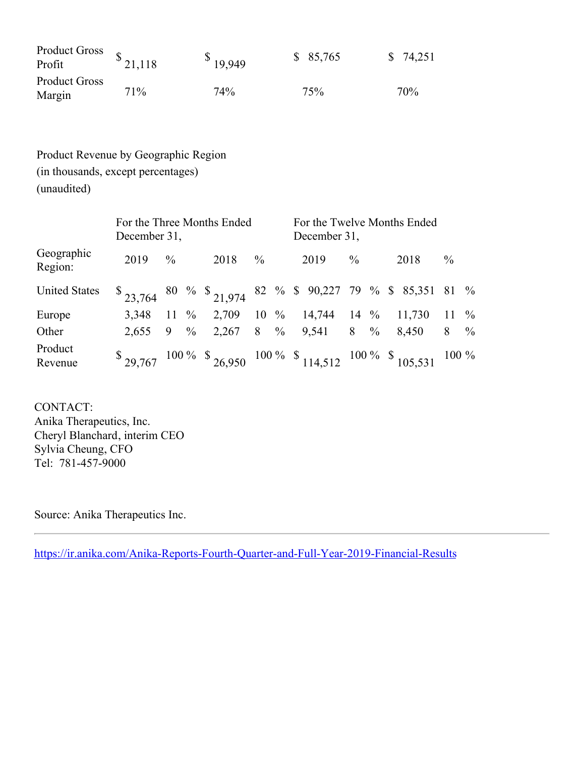| | | | | |
|---|---|---|---|---|
| Product Gross Profit | $ 21,118 | $ 19,949 | $ 85,765 | $ 74,251 |
| Product Gross Margin | 71% | 74% | 75% | 70% |

Product Revenue by Geographic Region
(in thousands, except percentages)
(unaudited)

| | For the Three Months Ended December 31, | | | | For the Twelve Months Ended December 31, | | | |
|---|---|---|---|---|---|---|---|---|
| Geographic Region: | 2019 | % | 2018 | % | 2019 | % | 2018 | % |
| United States | $ 23,764 | 80 % | $ 21,974 | 82 % | $ 90,227 | 79 % | $ 85,351 | 81 % |
| Europe | 3,348 | 11 % | 2,709 | 10 % | 14,744 | 14 % | 11,730 | 11 % |
| Other | 2,655 | 9 % | 2,267 | 8 % | 9,541 | 8 % | 8,450 | 8 % |
| Product Revenue | $ 29,767 | 100 % | $ 26,950 | 100 % | $ 114,512 | 100 % | $ 105,531 | 100 % |

CONTACT:
Anika Therapeutics, Inc.
Cheryl Blanchard, interim CEO
Sylvia Cheung, CFO
Tel: 781-457-9000

Source: Anika Therapeutics Inc.

---

https://ir.anika.com/Anika-Reports-Fourth-Quarter-and-Full-Year-2019-Financial-Results